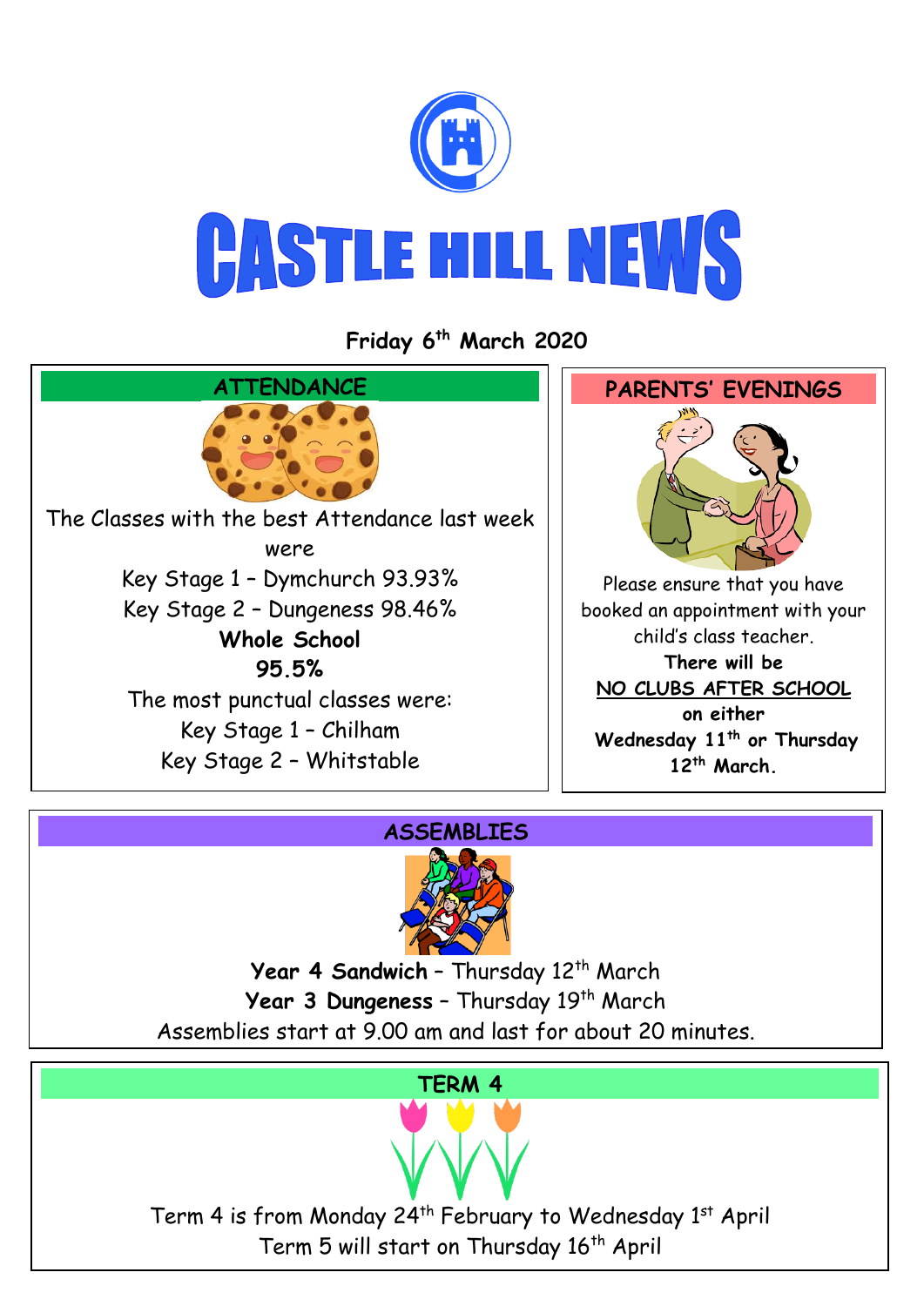# CASTLE HILL NEWS

**Friday 6th March 2020**

## ATTENDANCE

The Classes with the best Attendance last week were

Key Stage 1 – Dymchurch 93.93%

Key Stage 2 – Dungeness 98.46%

**Whole School**

**95.5%**

The most punctual classes were:

Key Stage 1 – Chilham

Key Stage 2 – Whitstable

## PARENTS' EVENINGS

Please ensure that you have booked an appointment with your child's class teacher.

**There will be**

**NO CLUBS AFTER SCHOOL**

**on either**

**Wednesday 11th or Thursday 12th March.**

## ASSEMBLIES

**Year 4 Sandwich** – Thursday 12th March

**Year 3 Dungeness** – Thursday 19th March

Assemblies start at 9.00 am and last for about 20 minutes.

## TERM 4

Term 4 is from Monday 24th February to Wednesday 1st April

Term 5 will start on Thursday 16th April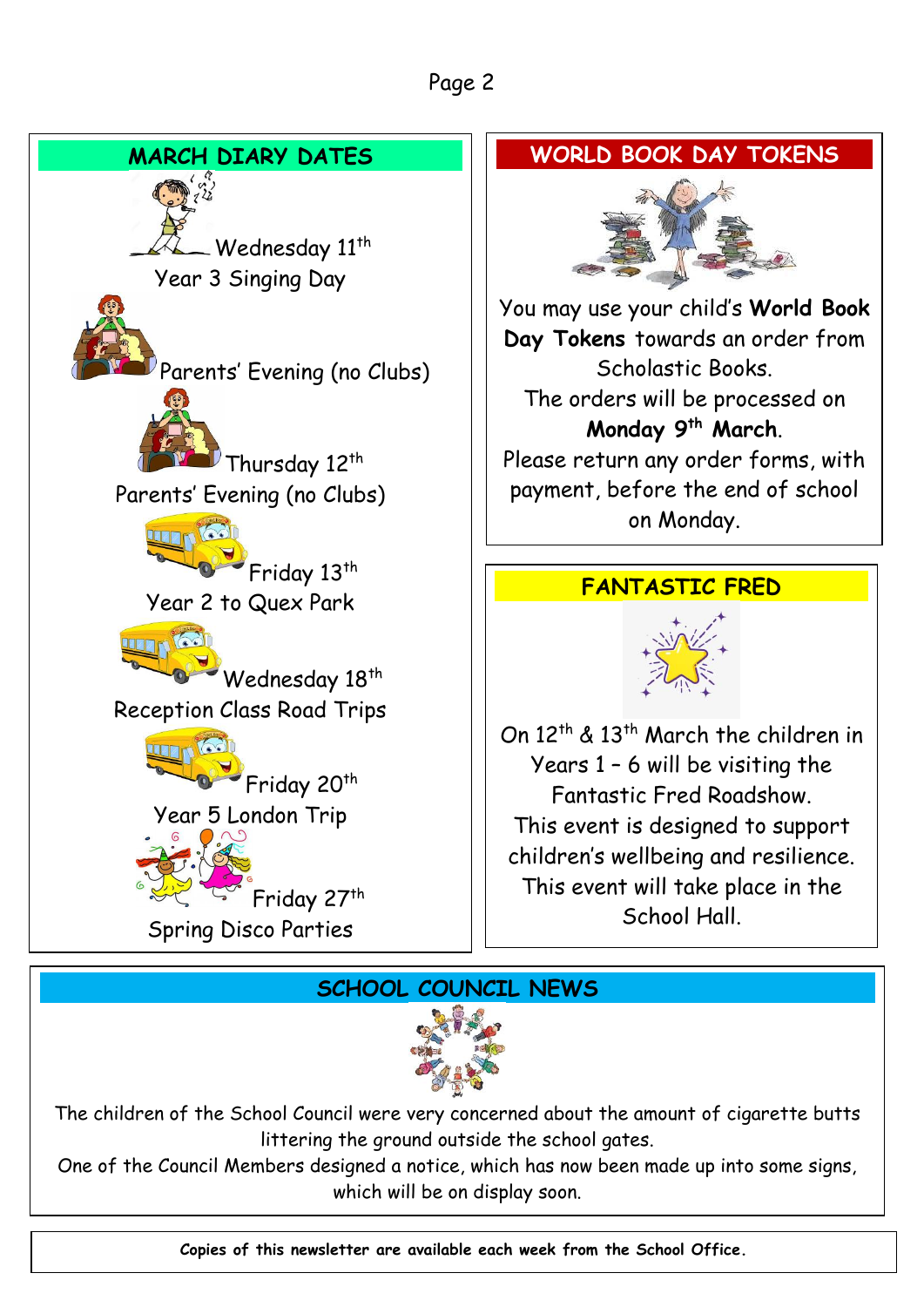## MARCH DIARY DATES

Wednesday 11th
Year 3 Singing Day

Parents' Evening (no Clubs)

Thursday 12th
Parents' Evening (no Clubs)

Friday 13th
Year 2 to Quex Park

Wednesday 18th
Reception Class Road Trips

Friday 20th
Year 5 London Trip

Friday 27th
Spring Disco Parties

## WORLD BOOK DAY TOKENS

You may use your child's **World Book Day Tokens** towards an order from Scholastic Books.
The orders will be processed on **Monday 9th March**.
Please return any order forms, with payment, before the end of school on Monday.

## FANTASTIC FRED

On 12th & 13th March the children in Years 1 – 6 will be visiting the Fantastic Fred Roadshow.
This event is designed to support children's wellbeing and resilience.
This event will take place in the School Hall.

## SCHOOL COUNCIL NEWS

The children of the School Council were very concerned about the amount of cigarette butts littering the ground outside the school gates.
One of the Council Members designed a notice, which has now been made up into some signs, which will be on display soon.

**Copies of this newsletter are available each week from the School Office.**